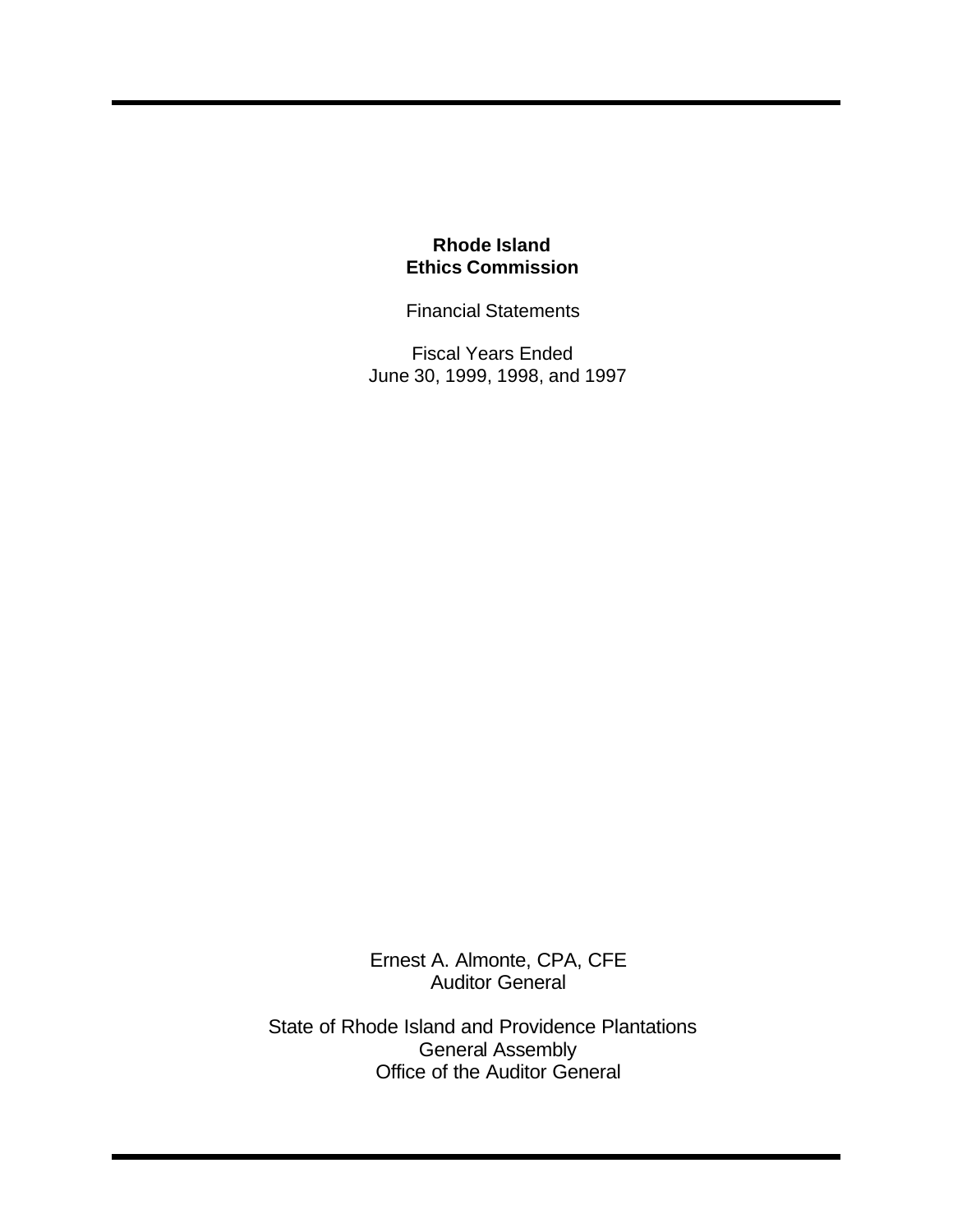# Rhode Island Ethics Commission

Financial Statements

Fiscal Years Ended
June 30, 1999, 1998, and 1997

Ernest A. Almonte, CPA, CFE
Auditor General

State of Rhode Island and Providence Plantations
General Assembly
Office of the Auditor General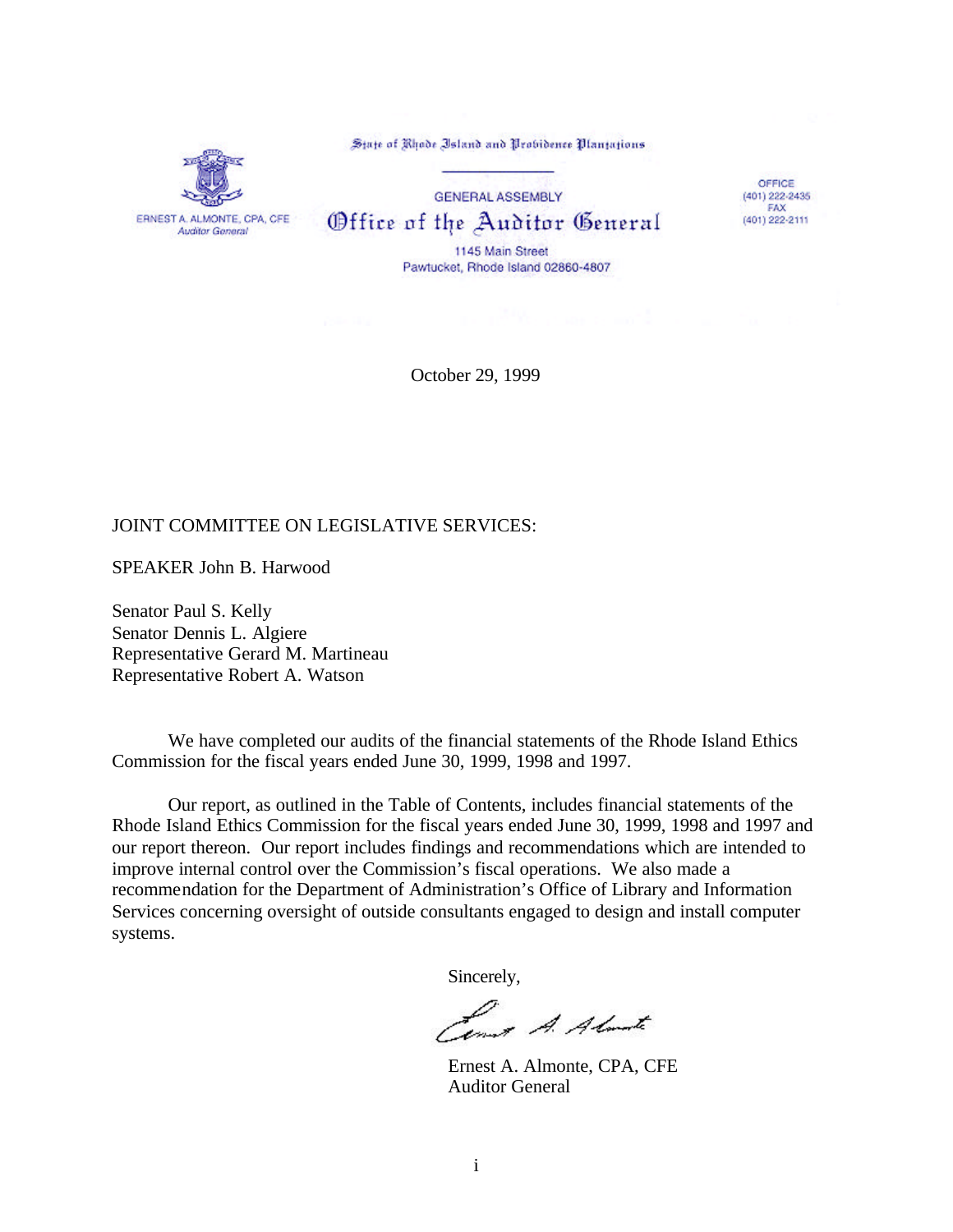State of Rhode Island and Providence Plantations

GENERAL ASSEMBLY

Office of the Auditor General

1145 Main Street
Pawtucket, Rhode Island 02860-4807

ERNEST A. ALMONTE, CPA, CFE
*Auditor General*

OFFICE
(401) 222-2435
FAX
(401) 222-2111

October 29, 1999

JOINT COMMITTEE ON LEGISLATIVE SERVICES:

SPEAKER John B. Harwood

Senator Paul S. Kelly
Senator Dennis L. Algiere
Representative Gerard M. Martineau
Representative Robert A. Watson

We have completed our audits of the financial statements of the Rhode Island Ethics Commission for the fiscal years ended June 30, 1999, 1998 and 1997.

Our report, as outlined in the Table of Contents, includes financial statements of the Rhode Island Ethics Commission for the fiscal years ended June 30, 1999, 1998 and 1997 and our report thereon. Our report includes findings and recommendations which are intended to improve internal control over the Commission's fiscal operations. We also made a recommendation for the Department of Administration's Office of Library and Information Services concerning oversight of outside consultants engaged to design and install computer systems.

Sincerely,

Ernest A. Almonte, CPA, CFE
Auditor General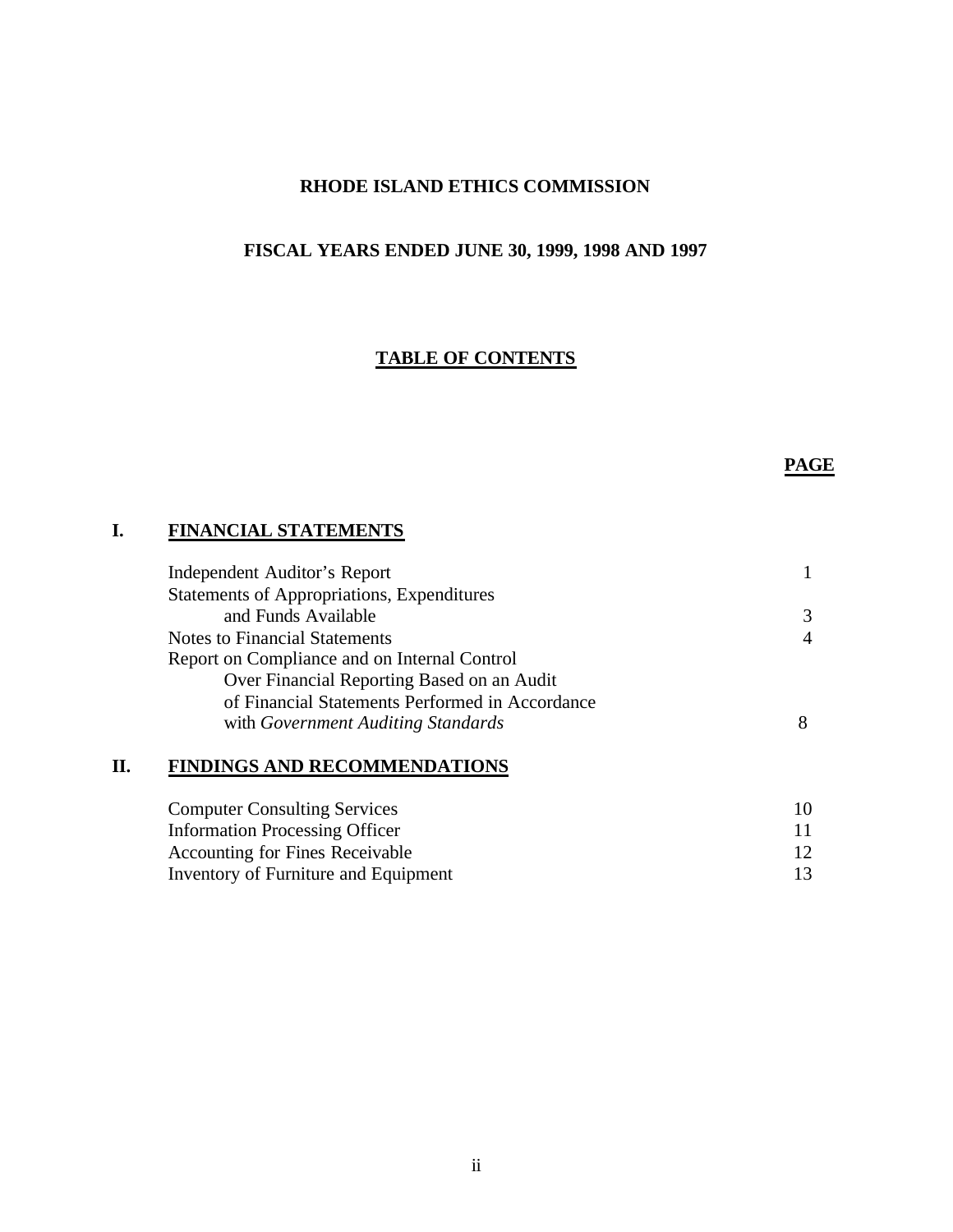# RHODE ISLAND ETHICS COMMISSION

## FISCAL YEARS ENDED JUNE 30, 1999, 1998 AND 1997

### TABLE OF CONTENTS

| | | PAGE |
|---|---|---|
| **I.** | **FINANCIAL STATEMENTS** | |
| | Independent Auditor's Report | 1 |
| | Statements of Appropriations, Expenditures and Funds Available | 3 |
| | Notes to Financial Statements | 4 |
| | Report on Compliance and on Internal Control Over Financial Reporting Based on an Audit of Financial Statements Performed in Accordance with *Government Auditing Standards* | 8 |
| **II.** | **FINDINGS AND RECOMMENDATIONS** | |
| | Computer Consulting Services | 10 |
| | Information Processing Officer | 11 |
| | Accounting for Fines Receivable | 12 |
| | Inventory of Furniture and Equipment | 13 |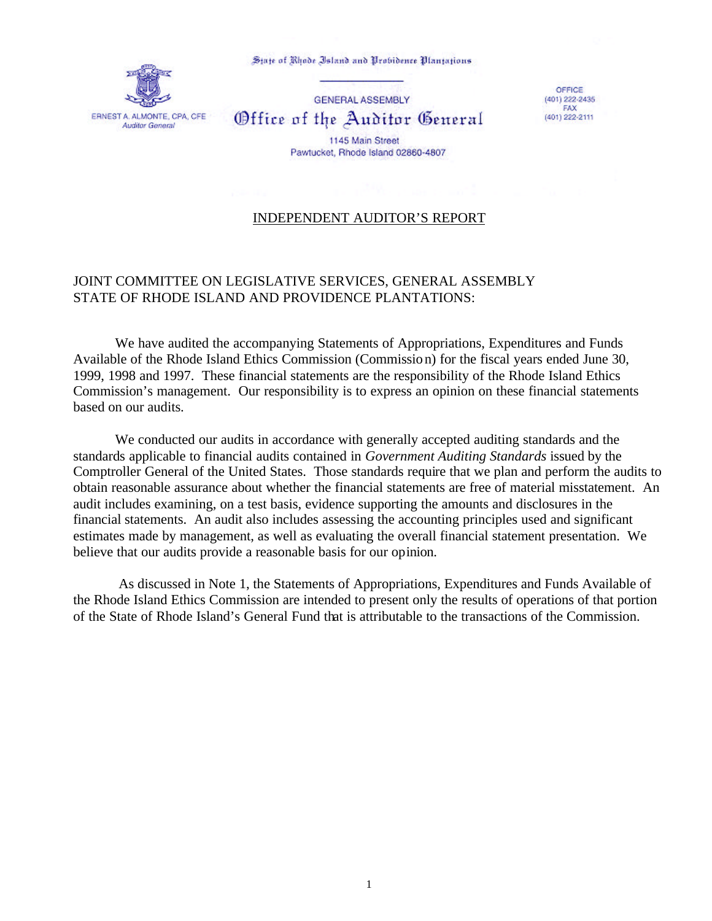State of Rhode Island and Providence Plantations

GENERAL ASSEMBLY

# Office of the Auditor General

ERNEST A. ALMONTE, CPA, CFE
*Auditor General*

1145 Main Street
Pawtucket, Rhode Island 02860-4807

OFFICE
(401) 222-2435
FAX
(401) 222-2111

## INDEPENDENT AUDITOR'S REPORT

JOINT COMMITTEE ON LEGISLATIVE SERVICES, GENERAL ASSEMBLY
STATE OF RHODE ISLAND AND PROVIDENCE PLANTATIONS:

We have audited the accompanying Statements of Appropriations, Expenditures and Funds Available of the Rhode Island Ethics Commission (Commission) for the fiscal years ended June 30, 1999, 1998 and 1997. These financial statements are the responsibility of the Rhode Island Ethics Commission's management. Our responsibility is to express an opinion on these financial statements based on our audits.

We conducted our audits in accordance with generally accepted auditing standards and the standards applicable to financial audits contained in *Government Auditing Standards* issued by the Comptroller General of the United States. Those standards require that we plan and perform the audits to obtain reasonable assurance about whether the financial statements are free of material misstatement. An audit includes examining, on a test basis, evidence supporting the amounts and disclosures in the financial statements. An audit also includes assessing the accounting principles used and significant estimates made by management, as well as evaluating the overall financial statement presentation. We believe that our audits provide a reasonable basis for our opinion.

As discussed in Note 1, the Statements of Appropriations, Expenditures and Funds Available of the Rhode Island Ethics Commission are intended to present only the results of operations of that portion of the State of Rhode Island's General Fund that is attributable to the transactions of the Commission.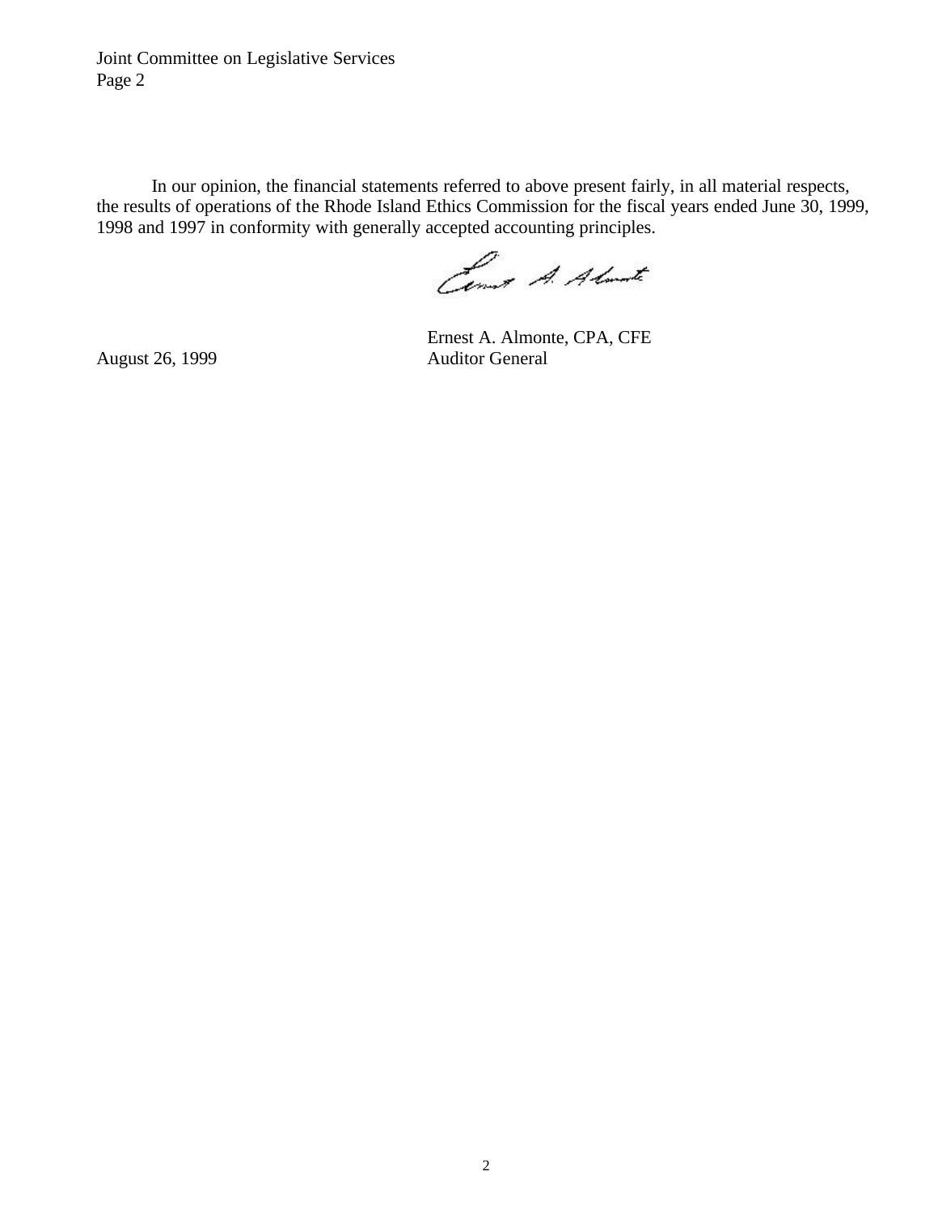In our opinion, the financial statements referred to above present fairly, in all material respects, the results of operations of the Rhode Island Ethics Commission for the fiscal years ended June 30, 1999, 1998 and 1997 in conformity with generally accepted accounting principles.

Ernest A. Almonte, CPA, CFE
Auditor General

August 26, 1999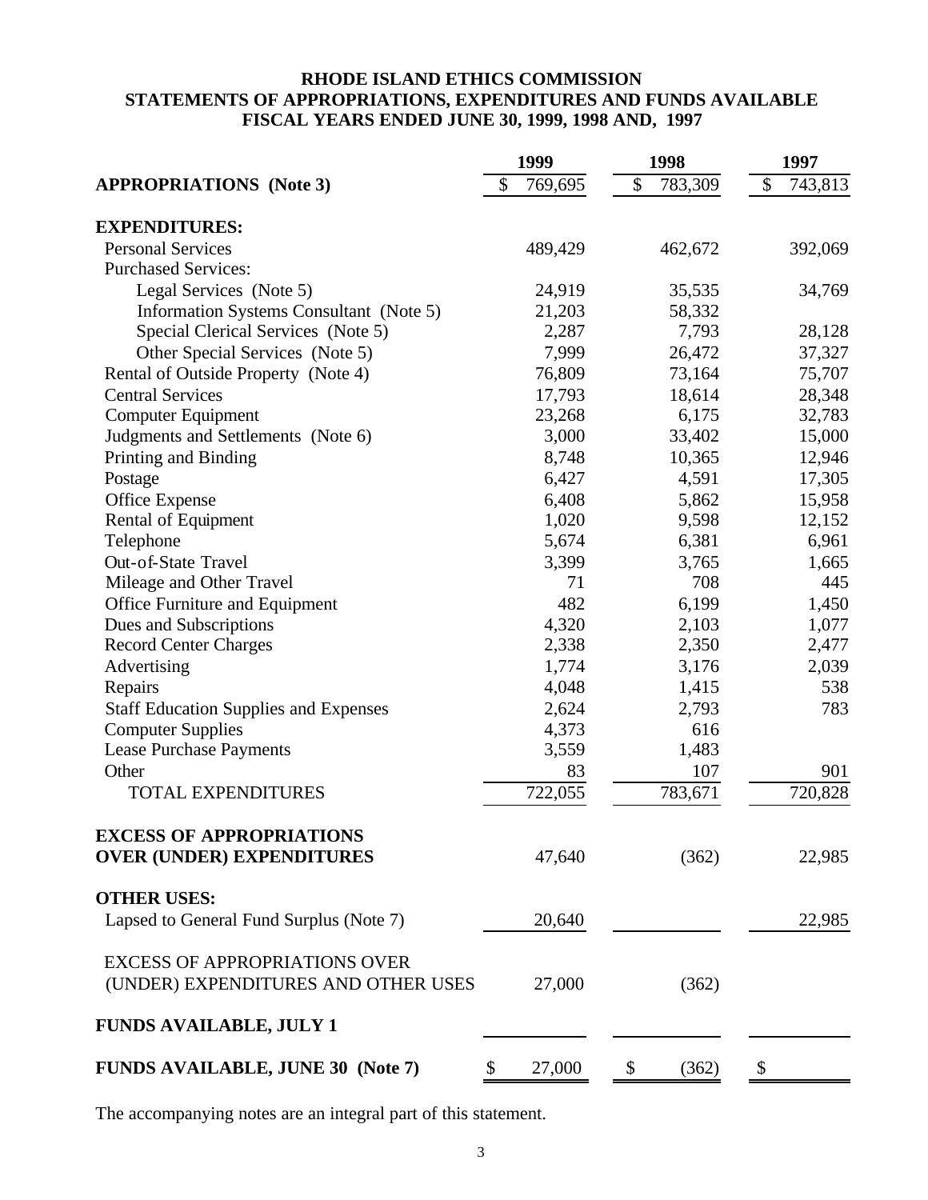**RHODE ISLAND ETHICS COMMISSION**
**STATEMENTS OF APPROPRIATIONS, EXPENDITURES AND FUNDS AVAILABLE**
**FISCAL YEARS ENDED JUNE 30, 1999, 1998 AND, 1997**

| | 1999 | 1998 | 1997 |
|---|---|---|---|
| **APPROPRIATIONS (Note 3)** | $ 769,695 | $ 783,309 | $ 743,813 |
| **EXPENDITURES:** | | | |
| Personal Services | 489,429 | 462,672 | 392,069 |
| Purchased Services: | | | |
| Legal Services (Note 5) | 24,919 | 35,535 | 34,769 |
| Information Systems Consultant (Note 5) | 21,203 | 58,332 | |
| Special Clerical Services (Note 5) | 2,287 | 7,793 | 28,128 |
| Other Special Services (Note 5) | 7,999 | 26,472 | 37,327 |
| Rental of Outside Property (Note 4) | 76,809 | 73,164 | 75,707 |
| Central Services | 17,793 | 18,614 | 28,348 |
| Computer Equipment | 23,268 | 6,175 | 32,783 |
| Judgments and Settlements (Note 6) | 3,000 | 33,402 | 15,000 |
| Printing and Binding | 8,748 | 10,365 | 12,946 |
| Postage | 6,427 | 4,591 | 17,305 |
| Office Expense | 6,408 | 5,862 | 15,958 |
| Rental of Equipment | 1,020 | 9,598 | 12,152 |
| Telephone | 5,674 | 6,381 | 6,961 |
| Out-of-State Travel | 3,399 | 3,765 | 1,665 |
| Mileage and Other Travel | 71 | 708 | 445 |
| Office Furniture and Equipment | 482 | 6,199 | 1,450 |
| Dues and Subscriptions | 4,320 | 2,103 | 1,077 |
| Record Center Charges | 2,338 | 2,350 | 2,477 |
| Advertising | 1,774 | 3,176 | 2,039 |
| Repairs | 4,048 | 1,415 | 538 |
| Staff Education Supplies and Expenses | 2,624 | 2,793 | 783 |
| Computer Supplies | 4,373 | 616 | |
| Lease Purchase Payments | 3,559 | 1,483 | |
| Other | 83 | 107 | 901 |
| TOTAL EXPENDITURES | 722,055 | 783,671 | 720,828 |
| **EXCESS OF APPROPRIATIONS OVER (UNDER) EXPENDITURES** | 47,640 | (362) | 22,985 |
| **OTHER USES:** | | | |
| Lapsed to General Fund Surplus (Note 7) | 20,640 | | 22,985 |
| EXCESS OF APPROPRIATIONS OVER (UNDER) EXPENDITURES AND OTHER USES | 27,000 | (362) | |
| **FUNDS AVAILABLE, JULY 1** | | | |
| **FUNDS AVAILABLE, JUNE 30 (Note 7)** | $ 27,000 | $ (362) | $ |

The accompanying notes are an integral part of this statement.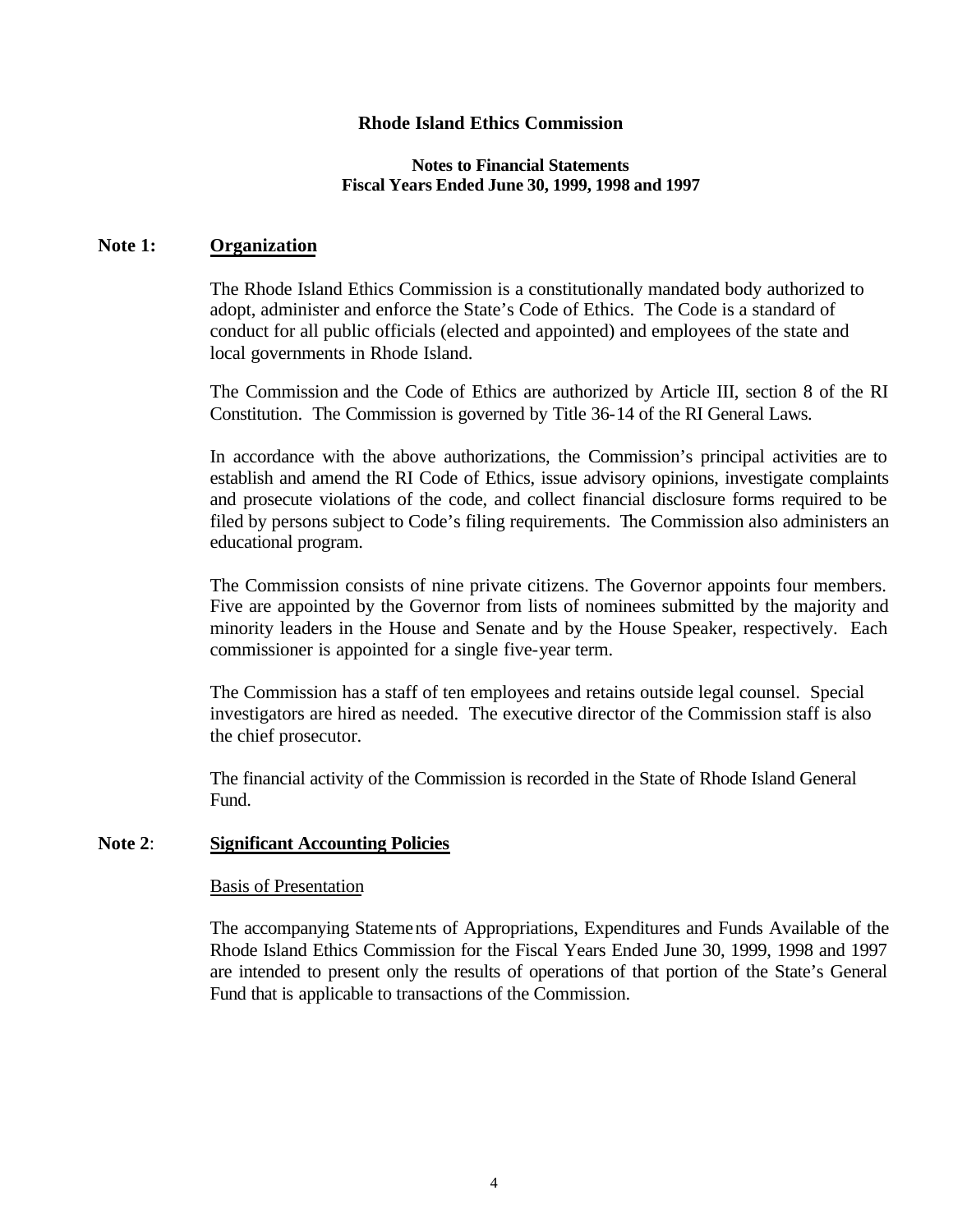# Rhode Island Ethics Commission

## Notes to Financial Statements
## Fiscal Years Ended June 30, 1999, 1998 and 1997

### Note 1: Organization

The Rhode Island Ethics Commission is a constitutionally mandated body authorized to adopt, administer and enforce the State's Code of Ethics. The Code is a standard of conduct for all public officials (elected and appointed) and employees of the state and local governments in Rhode Island.

The Commission and the Code of Ethics are authorized by Article III, section 8 of the RI Constitution. The Commission is governed by Title 36-14 of the RI General Laws.

In accordance with the above authorizations, the Commission's principal activities are to establish and amend the RI Code of Ethics, issue advisory opinions, investigate complaints and prosecute violations of the code, and collect financial disclosure forms required to be filed by persons subject to Code's filing requirements. The Commission also administers an educational program.

The Commission consists of nine private citizens. The Governor appoints four members. Five are appointed by the Governor from lists of nominees submitted by the majority and minority leaders in the House and Senate and by the House Speaker, respectively. Each commissioner is appointed for a single five-year term.

The Commission has a staff of ten employees and retains outside legal counsel. Special investigators are hired as needed. The executive director of the Commission staff is also the chief prosecutor.

The financial activity of the Commission is recorded in the State of Rhode Island General Fund.

### Note 2: Significant Accounting Policies

Basis of Presentation

The accompanying Statements of Appropriations, Expenditures and Funds Available of the Rhode Island Ethics Commission for the Fiscal Years Ended June 30, 1999, 1998 and 1997 are intended to present only the results of operations of that portion of the State's General Fund that is applicable to transactions of the Commission.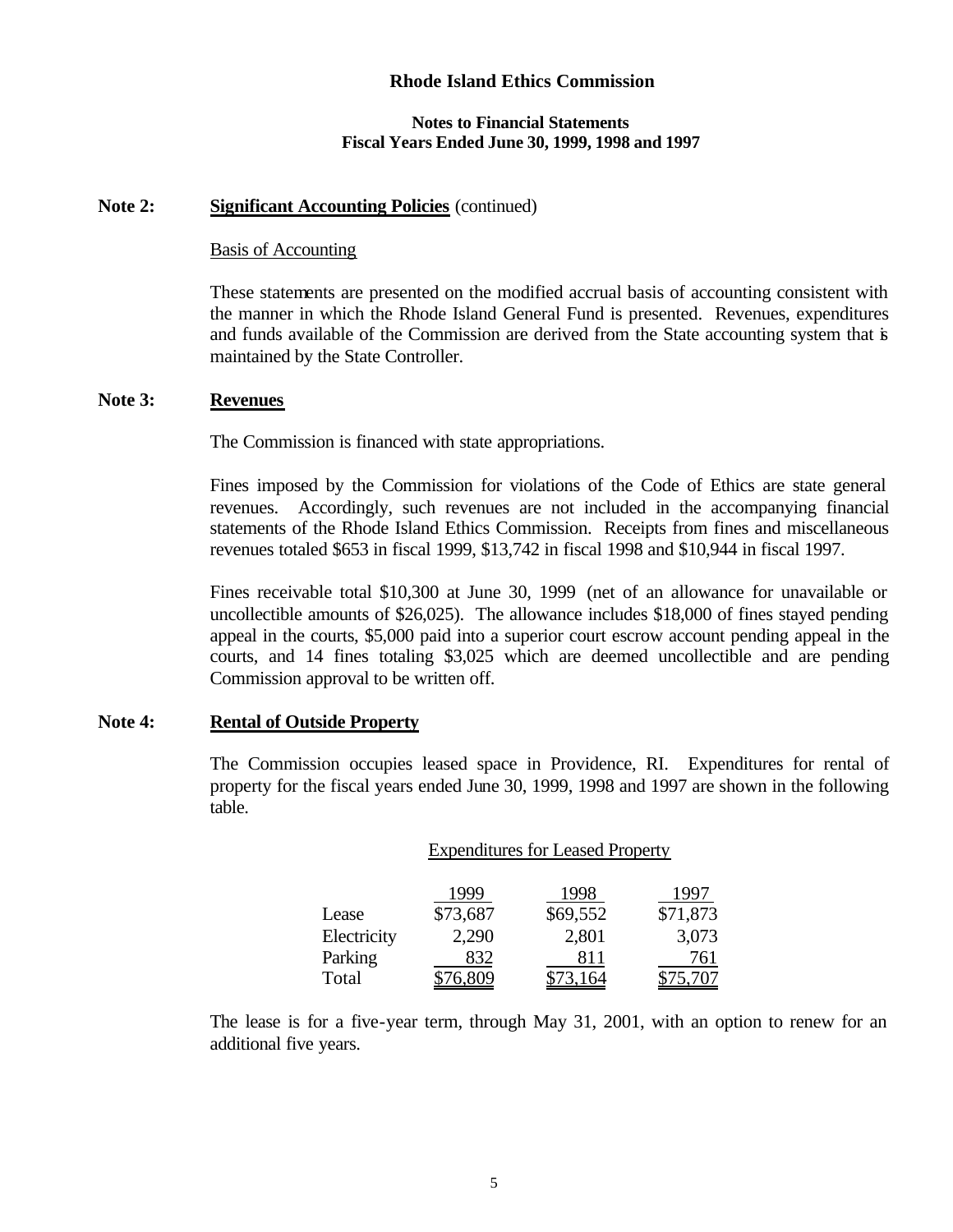**Rhode Island Ethics Commission**

**Notes to Financial Statements**
**Fiscal Years Ended June 30, 1999, 1998 and 1997**

**Note 2: Significant Accounting Policies** (continued)

Basis of Accounting

These statements are presented on the modified accrual basis of accounting consistent with the manner in which the Rhode Island General Fund is presented. Revenues, expenditures and funds available of the Commission are derived from the State accounting system that is maintained by the State Controller.

**Note 3: Revenues**

The Commission is financed with state appropriations.

Fines imposed by the Commission for violations of the Code of Ethics are state general revenues. Accordingly, such revenues are not included in the accompanying financial statements of the Rhode Island Ethics Commission. Receipts from fines and miscellaneous revenues totaled $653 in fiscal 1999, $13,742 in fiscal 1998 and $10,944 in fiscal 1997.

Fines receivable total $10,300 at June 30, 1999 (net of an allowance for unavailable or uncollectible amounts of $26,025). The allowance includes $18,000 of fines stayed pending appeal in the courts, $5,000 paid into a superior court escrow account pending appeal in the courts, and 14 fines totaling $3,025 which are deemed uncollectible and are pending Commission approval to be written off.

**Note 4: Rental of Outside Property**

The Commission occupies leased space in Providence, RI. Expenditures for rental of property for the fiscal years ended June 30, 1999, 1998 and 1997 are shown in the following table.

Expenditures for Leased Property

| | 1999 | 1998 | 1997 |
|---|---|---|---|
| Lease | $73,687 | $69,552 | $71,873 |
| Electricity | 2,290 | 2,801 | 3,073 |
| Parking | 832 | 811 | 761 |
| Total | $76,809 | $73,164 | $75,707 |

The lease is for a five-year term, through May 31, 2001, with an option to renew for an additional five years.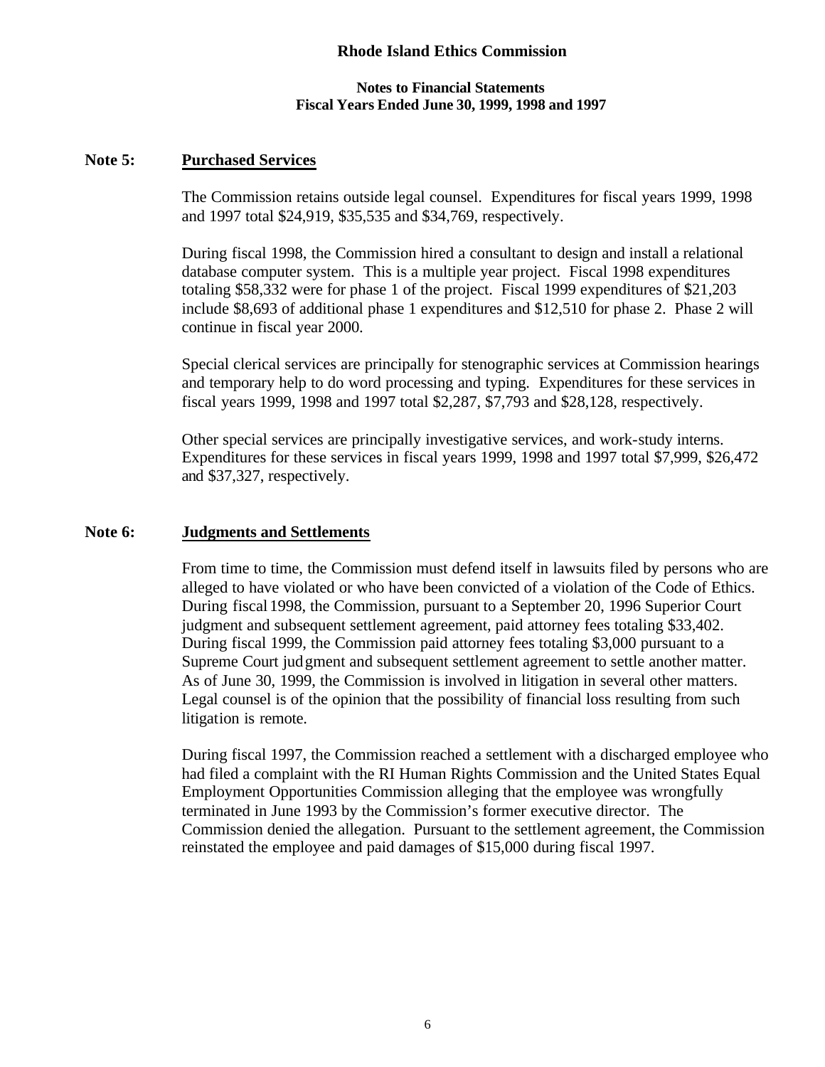## Note 5: Purchased Services

The Commission retains outside legal counsel. Expenditures for fiscal years 1999, 1998 and 1997 total $24,919, $35,535 and $34,769, respectively.

During fiscal 1998, the Commission hired a consultant to design and install a relational database computer system. This is a multiple year project. Fiscal 1998 expenditures totaling $58,332 were for phase 1 of the project. Fiscal 1999 expenditures of $21,203 include $8,693 of additional phase 1 expenditures and $12,510 for phase 2. Phase 2 will continue in fiscal year 2000.

Special clerical services are principally for stenographic services at Commission hearings and temporary help to do word processing and typing. Expenditures for these services in fiscal years 1999, 1998 and 1997 total $2,287, $7,793 and $28,128, respectively.

Other special services are principally investigative services, and work-study interns. Expenditures for these services in fiscal years 1999, 1998 and 1997 total $7,999, $26,472 and $37,327, respectively.

## Note 6: Judgments and Settlements

From time to time, the Commission must defend itself in lawsuits filed by persons who are alleged to have violated or who have been convicted of a violation of the Code of Ethics. During fiscal 1998, the Commission, pursuant to a September 20, 1996 Superior Court judgment and subsequent settlement agreement, paid attorney fees totaling $33,402. During fiscal 1999, the Commission paid attorney fees totaling $3,000 pursuant to a Supreme Court judgment and subsequent settlement agreement to settle another matter. As of June 30, 1999, the Commission is involved in litigation in several other matters. Legal counsel is of the opinion that the possibility of financial loss resulting from such litigation is remote.

During fiscal 1997, the Commission reached a settlement with a discharged employee who had filed a complaint with the RI Human Rights Commission and the United States Equal Employment Opportunities Commission alleging that the employee was wrongfully terminated in June 1993 by the Commission's former executive director. The Commission denied the allegation. Pursuant to the settlement agreement, the Commission reinstated the employee and paid damages of $15,000 during fiscal 1997.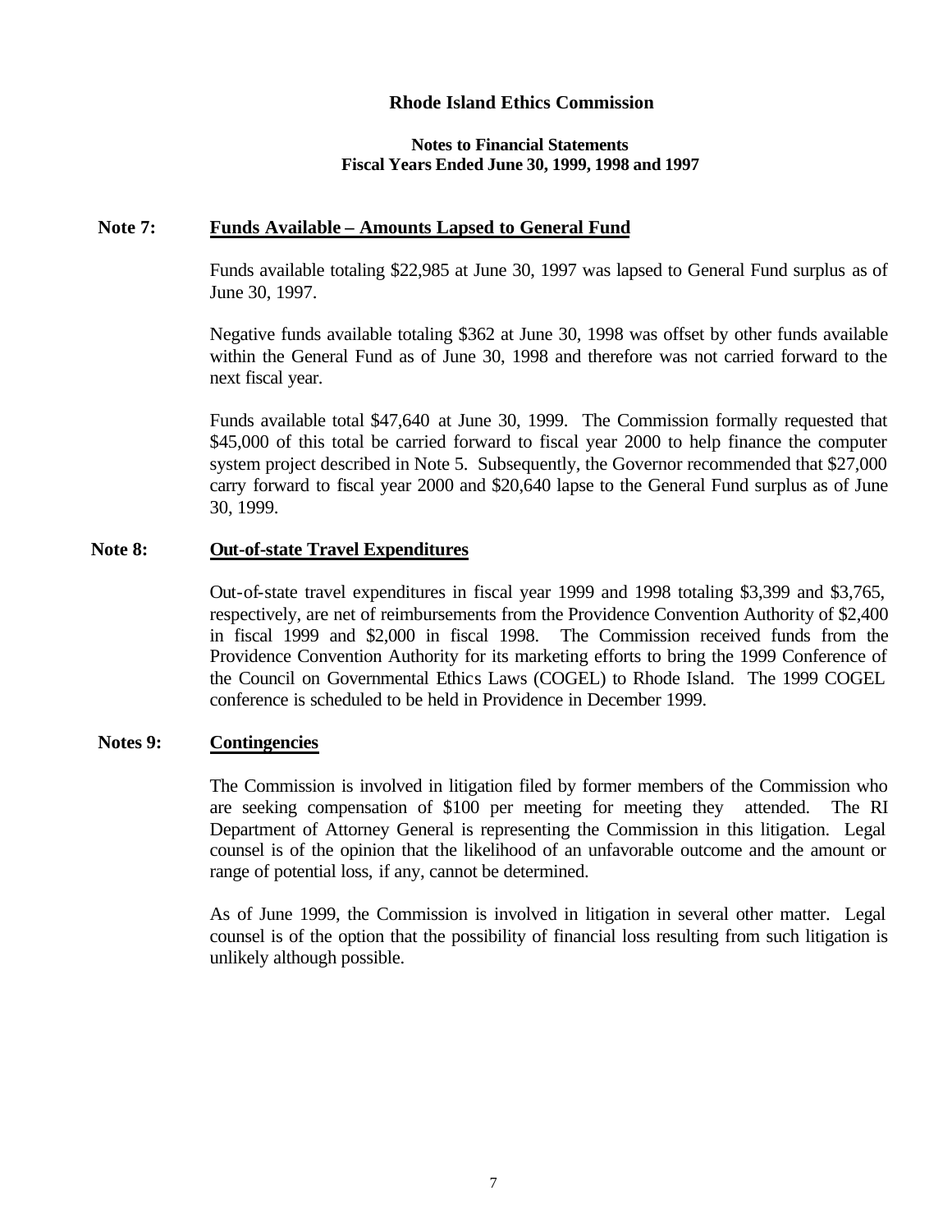**Rhode Island Ethics Commission**

**Notes to Financial Statements**
**Fiscal Years Ended June 30, 1999, 1998 and 1997**

**Note 7:** **Funds Available – Amounts Lapsed to General Fund**

Funds available totaling $22,985 at June 30, 1997 was lapsed to General Fund surplus as of June 30, 1997.

Negative funds available totaling $362 at June 30, 1998 was offset by other funds available within the General Fund as of June 30, 1998 and therefore was not carried forward to the next fiscal year.

Funds available total $47,640 at June 30, 1999. The Commission formally requested that $45,000 of this total be carried forward to fiscal year 2000 to help finance the computer system project described in Note 5. Subsequently, the Governor recommended that $27,000 carry forward to fiscal year 2000 and $20,640 lapse to the General Fund surplus as of June 30, 1999.

**Note 8:** **Out-of-state Travel Expenditures**

Out-of-state travel expenditures in fiscal year 1999 and 1998 totaling $3,399 and $3,765, respectively, are net of reimbursements from the Providence Convention Authority of $2,400 in fiscal 1999 and $2,000 in fiscal 1998. The Commission received funds from the Providence Convention Authority for its marketing efforts to bring the 1999 Conference of the Council on Governmental Ethics Laws (COGEL) to Rhode Island. The 1999 COGEL conference is scheduled to be held in Providence in December 1999.

**Notes 9:** **Contingencies**

The Commission is involved in litigation filed by former members of the Commission who are seeking compensation of $100 per meeting for meeting they attended. The RI Department of Attorney General is representing the Commission in this litigation. Legal counsel is of the opinion that the likelihood of an unfavorable outcome and the amount or range of potential loss, if any, cannot be determined.

As of June 1999, the Commission is involved in litigation in several other matter. Legal counsel is of the option that the possibility of financial loss resulting from such litigation is unlikely although possible.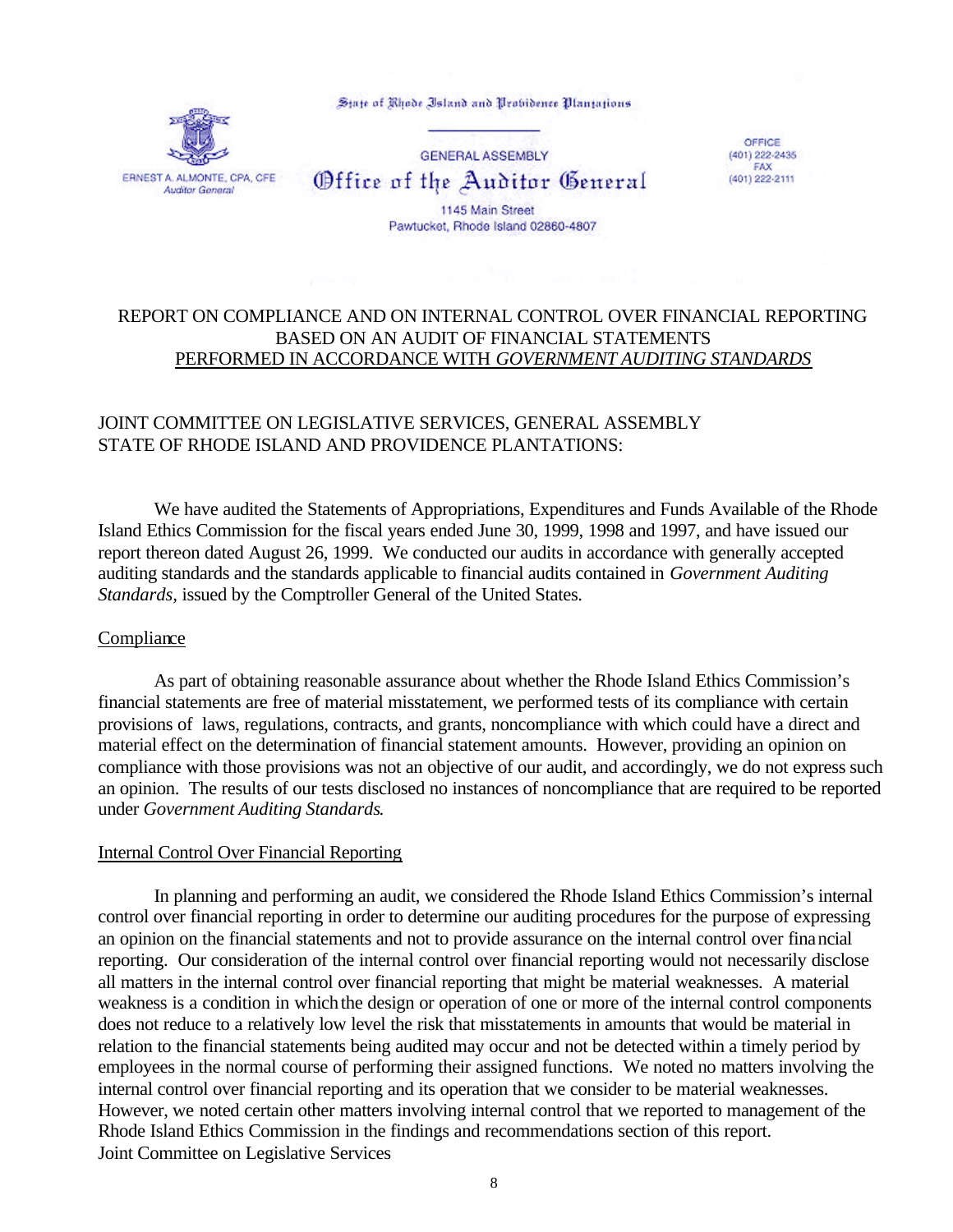State of Rhode Island and Providence Plantations

GENERAL ASSEMBLY

Office of the Auditor General

ERNEST A. ALMONTE, CPA, CFE
*Auditor General*

1145 Main Street
Pawtucket, Rhode Island 02860-4807

OFFICE
(401) 222-2435
FAX
(401) 222-2111

# REPORT ON COMPLIANCE AND ON INTERNAL CONTROL OVER FINANCIAL REPORTING BASED ON AN AUDIT OF FINANCIAL STATEMENTS PERFORMED IN ACCORDANCE WITH *GOVERNMENT AUDITING STANDARDS*

JOINT COMMITTEE ON LEGISLATIVE SERVICES, GENERAL ASSEMBLY
STATE OF RHODE ISLAND AND PROVIDENCE PLANTATIONS:

We have audited the Statements of Appropriations, Expenditures and Funds Available of the Rhode Island Ethics Commission for the fiscal years ended June 30, 1999, 1998 and 1997, and have issued our report thereon dated August 26, 1999. We conducted our audits in accordance with generally accepted auditing standards and the standards applicable to financial audits contained in *Government Auditing Standards,* issued by the Comptroller General of the United States.

## Compliance

As part of obtaining reasonable assurance about whether the Rhode Island Ethics Commission's financial statements are free of material misstatement, we performed tests of its compliance with certain provisions of laws, regulations, contracts, and grants, noncompliance with which could have a direct and material effect on the determination of financial statement amounts. However, providing an opinion on compliance with those provisions was not an objective of our audit, and accordingly, we do not express such an opinion. The results of our tests disclosed no instances of noncompliance that are required to be reported under *Government Auditing Standards*.

## Internal Control Over Financial Reporting

In planning and performing an audit, we considered the Rhode Island Ethics Commission's internal control over financial reporting in order to determine our auditing procedures for the purpose of expressing an opinion on the financial statements and not to provide assurance on the internal control over financial reporting. Our consideration of the internal control over financial reporting would not necessarily disclose all matters in the internal control over financial reporting that might be material weaknesses. A material weakness is a condition in which the design or operation of one or more of the internal control components does not reduce to a relatively low level the risk that misstatements in amounts that would be material in relation to the financial statements being audited may occur and not be detected within a timely period by employees in the normal course of performing their assigned functions. We noted no matters involving the internal control over financial reporting and its operation that we consider to be material weaknesses. However, we noted certain other matters involving internal control that we reported to management of the Rhode Island Ethics Commission in the findings and recommendations section of this report.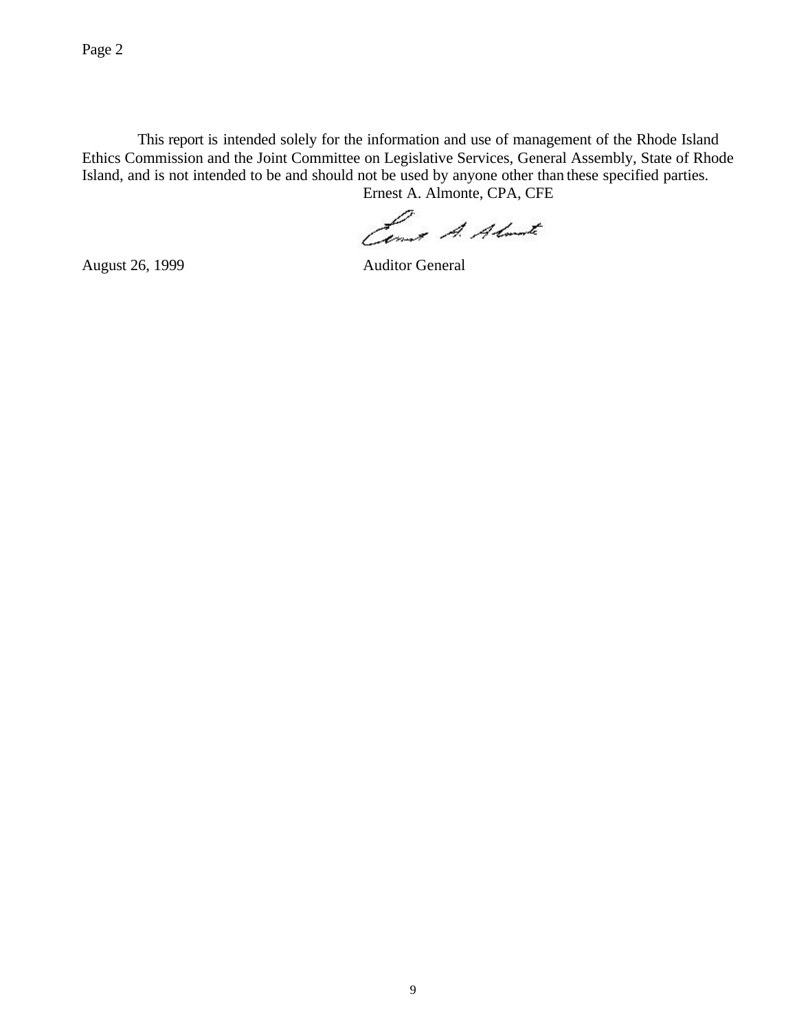This report is intended solely for the information and use of management of the Rhode Island Ethics Commission and the Joint Committee on Legislative Services, General Assembly, State of Rhode Island, and is not intended to be and should not be used by anyone other than these specified parties.

Ernest A. Almonte, CPA, CFE

Auditor General

August 26, 1999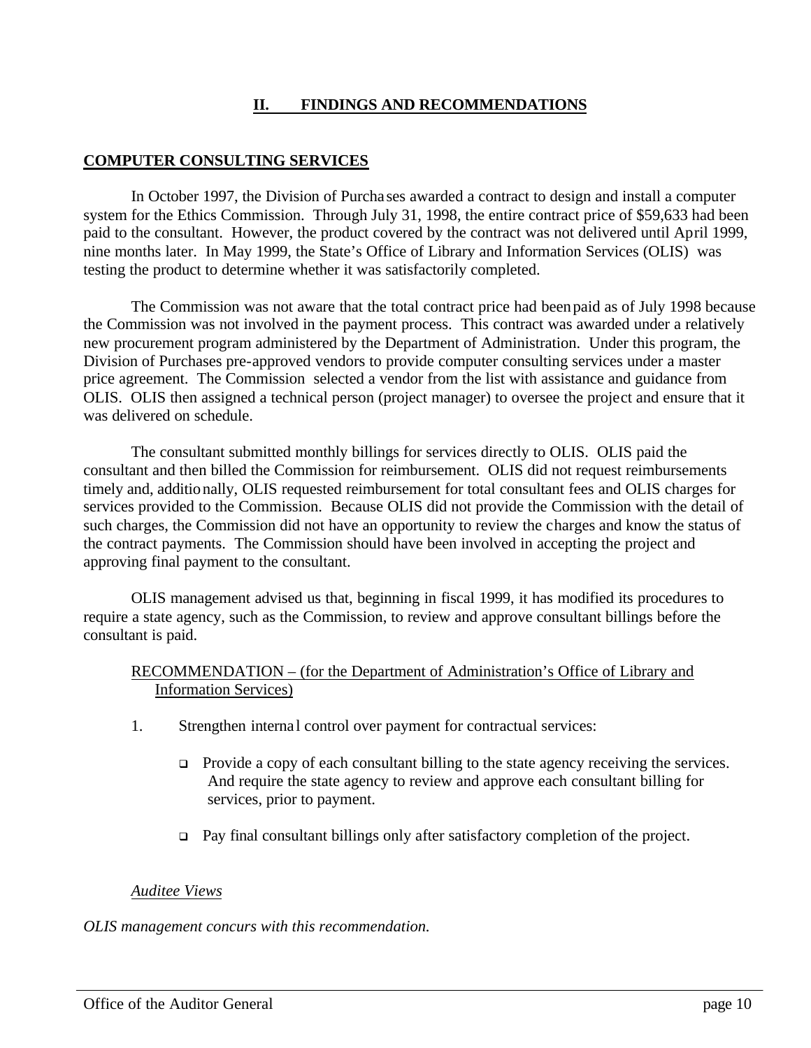## II. FINDINGS AND RECOMMENDATIONS

### COMPUTER CONSULTING SERVICES

In October 1997, the Division of Purchases awarded a contract to design and install a computer system for the Ethics Commission. Through July 31, 1998, the entire contract price of $59,633 had been paid to the consultant. However, the product covered by the contract was not delivered until April 1999, nine months later. In May 1999, the State's Office of Library and Information Services (OLIS) was testing the product to determine whether it was satisfactorily completed.

The Commission was not aware that the total contract price had been paid as of July 1998 because the Commission was not involved in the payment process. This contract was awarded under a relatively new procurement program administered by the Department of Administration. Under this program, the Division of Purchases pre-approved vendors to provide computer consulting services under a master price agreement. The Commission selected a vendor from the list with assistance and guidance from OLIS. OLIS then assigned a technical person (project manager) to oversee the project and ensure that it was delivered on schedule.

The consultant submitted monthly billings for services directly to OLIS. OLIS paid the consultant and then billed the Commission for reimbursement. OLIS did not request reimbursements timely and, additionally, OLIS requested reimbursement for total consultant fees and OLIS charges for services provided to the Commission. Because OLIS did not provide the Commission with the detail of such charges, the Commission did not have an opportunity to review the charges and know the status of the contract payments. The Commission should have been involved in accepting the project and approving final payment to the consultant.

OLIS management advised us that, beginning in fiscal 1999, it has modified its procedures to require a state agency, such as the Commission, to review and approve consultant billings before the consultant is paid.

RECOMMENDATION – (for the Department of Administration's Office of Library and Information Services)

1. Strengthen internal control over payment for contractual services:

   - Provide a copy of each consultant billing to the state agency receiving the services. And require the state agency to review and approve each consultant billing for services, prior to payment.

   - Pay final consultant billings only after satisfactory completion of the project.

*Auditee Views*

*OLIS management concurs with this recommendation.*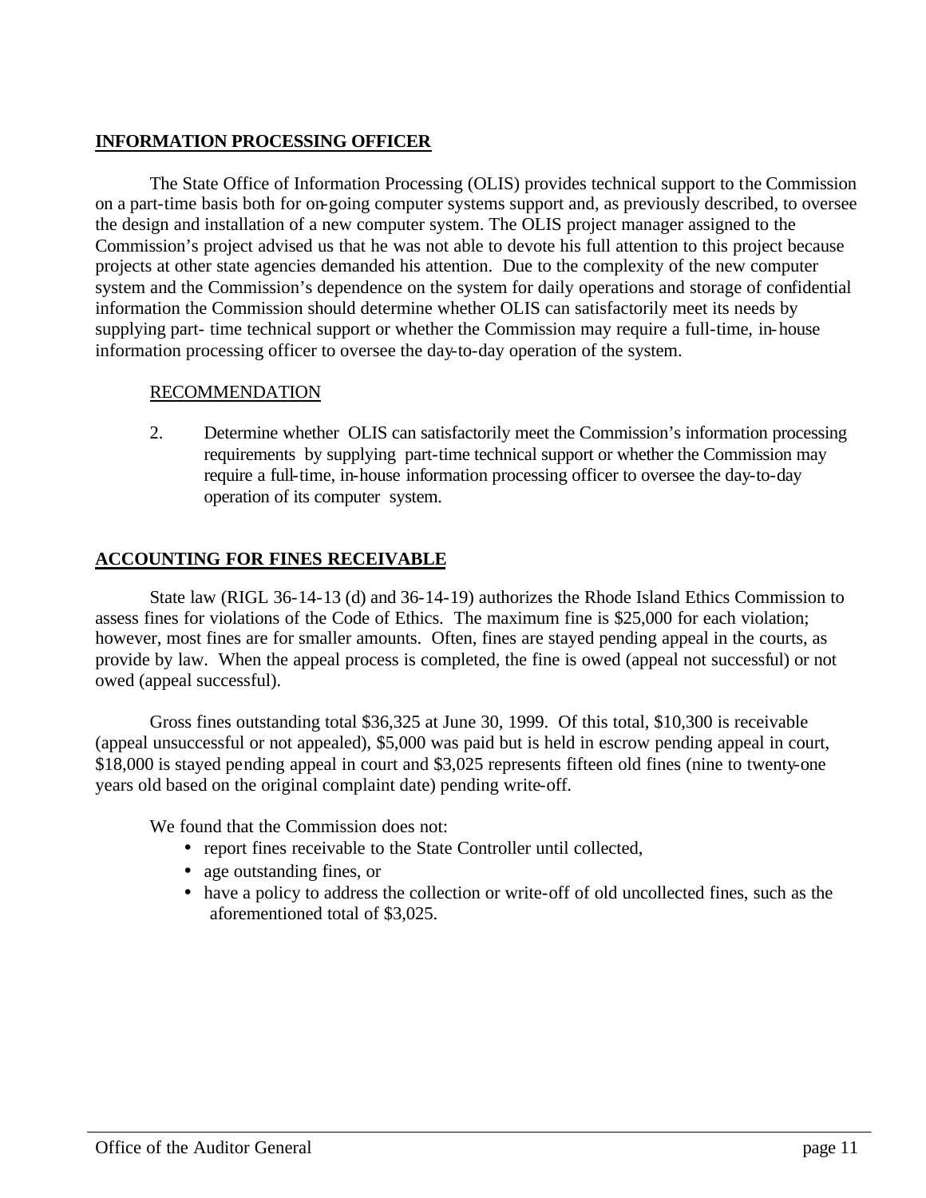## INFORMATION PROCESSING OFFICER

The State Office of Information Processing (OLIS) provides technical support to the Commission on a part-time basis both for on-going computer systems support and, as previously described, to oversee the design and installation of a new computer system. The OLIS project manager assigned to the Commission's project advised us that he was not able to devote his full attention to this project because projects at other state agencies demanded his attention. Due to the complexity of the new computer system and the Commission's dependence on the system for daily operations and storage of confidential information the Commission should determine whether OLIS can satisfactorily meet its needs by supplying part- time technical support or whether the Commission may require a full-time, in-house information processing officer to oversee the day-to-day operation of the system.

RECOMMENDATION

2. Determine whether OLIS can satisfactorily meet the Commission's information processing requirements by supplying part-time technical support or whether the Commission may require a full-time, in-house information processing officer to oversee the day-to-day operation of its computer system.

## ACCOUNTING FOR FINES RECEIVABLE

State law (RIGL 36-14-13 (d) and 36-14-19) authorizes the Rhode Island Ethics Commission to assess fines for violations of the Code of Ethics. The maximum fine is $25,000 for each violation; however, most fines are for smaller amounts. Often, fines are stayed pending appeal in the courts, as provide by law. When the appeal process is completed, the fine is owed (appeal not successful) or not owed (appeal successful).

Gross fines outstanding total $36,325 at June 30, 1999. Of this total, $10,300 is receivable (appeal unsuccessful or not appealed), $5,000 was paid but is held in escrow pending appeal in court, $18,000 is stayed pending appeal in court and $3,025 represents fifteen old fines (nine to twenty-one years old based on the original complaint date) pending write-off.

We found that the Commission does not:

- report fines receivable to the State Controller until collected,
- age outstanding fines, or
- have a policy to address the collection or write-off of old uncollected fines, such as the aforementioned total of $3,025.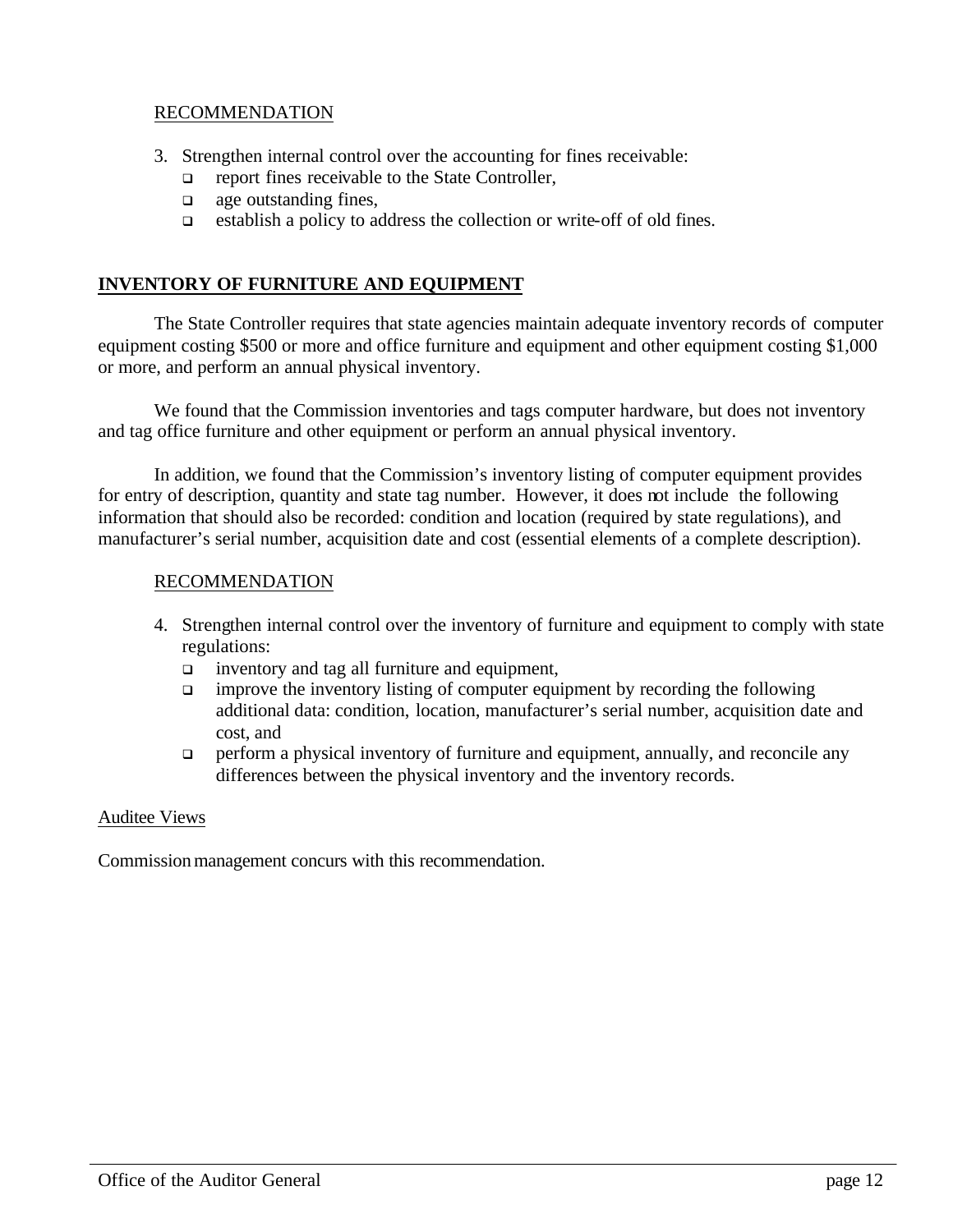RECOMMENDATION

3. Strengthen internal control over the accounting for fines receivable:
   - report fines receivable to the State Controller,
   - age outstanding fines,
   - establish a policy to address the collection or write-off of old fines.

## INVENTORY OF FURNITURE AND EQUIPMENT

The State Controller requires that state agencies maintain adequate inventory records of computer equipment costing $500 or more and office furniture and equipment and other equipment costing $1,000 or more, and perform an annual physical inventory.

We found that the Commission inventories and tags computer hardware, but does not inventory and tag office furniture and other equipment or perform an annual physical inventory.

In addition, we found that the Commission's inventory listing of computer equipment provides for entry of description, quantity and state tag number. However, it does not include the following information that should also be recorded: condition and location (required by state regulations), and manufacturer's serial number, acquisition date and cost (essential elements of a complete description).

RECOMMENDATION

4. Strengthen internal control over the inventory of furniture and equipment to comply with state regulations:
   - inventory and tag all furniture and equipment,
   - improve the inventory listing of computer equipment by recording the following additional data: condition, location, manufacturer's serial number, acquisition date and cost, and
   - perform a physical inventory of furniture and equipment, annually, and reconcile any differences between the physical inventory and the inventory records.

Auditee Views

Commission management concurs with this recommendation.